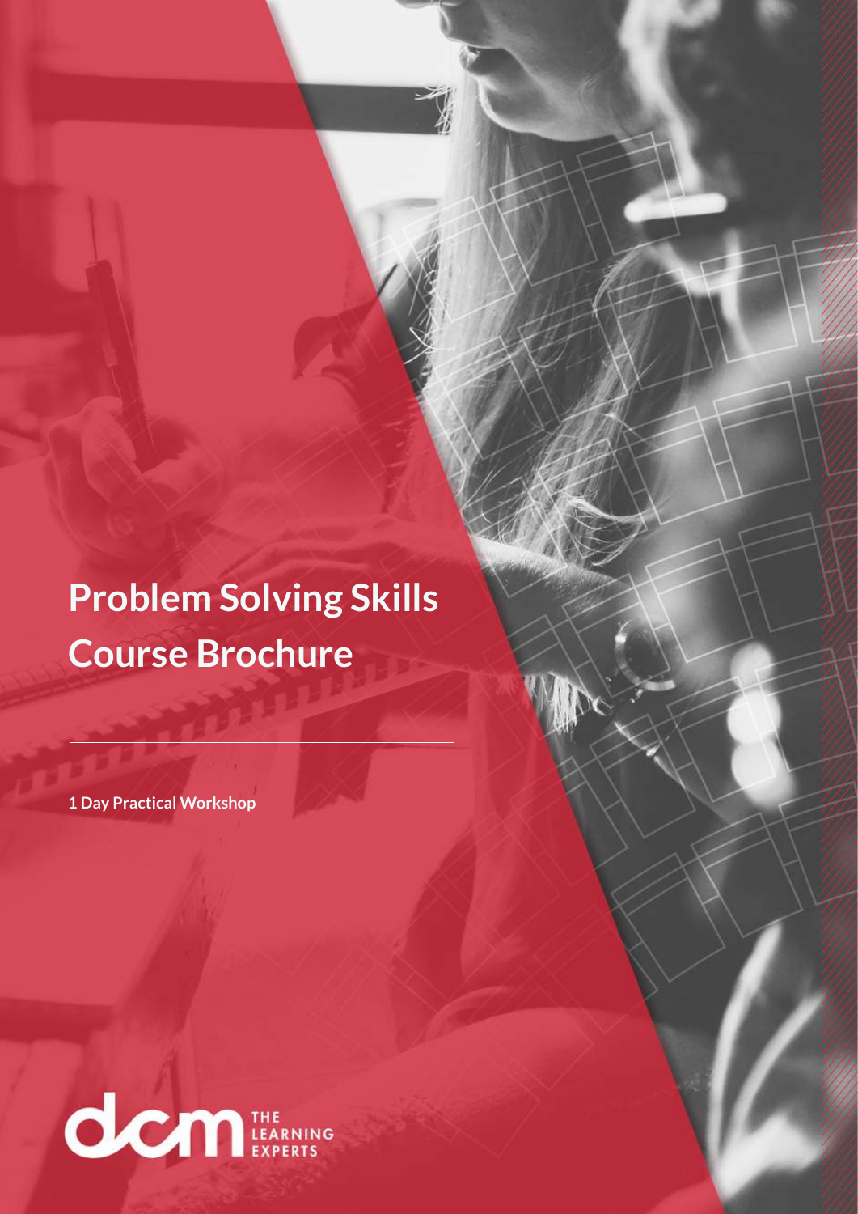# Problem Solving Skills Course Brochure

**1 Day Practical Workshop**

dcm THE LEARNING EXPERTS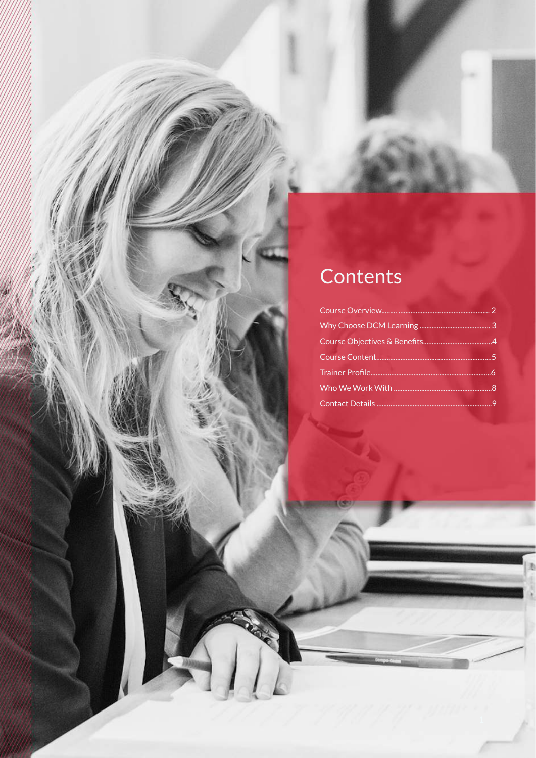# Contents

- Course Overview......... 2
- Why Choose DCM Learning........ 3
- Course Objectives & Benefits........ 4
- Course Content........ 5
- Trainer Profile........ 6
- Who We Work With........ 8
- Contact Details........ 9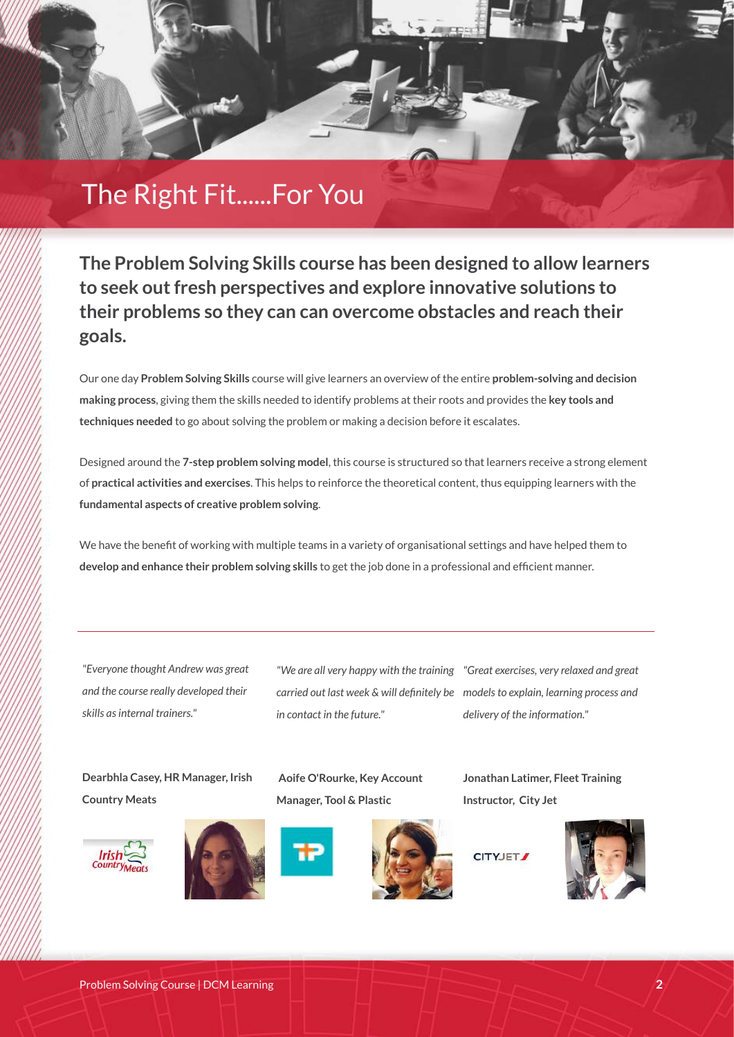# The Right Fit......For You

**The Problem Solving Skills course has been designed to allow learners to seek out fresh perspectives and explore innovative solutions to their problems so they can can overcome obstacles and reach their goals.**

Our one day **Problem Solving Skills** course will give learners an overview of the entire **problem-solving and decision making process**, giving them the skills needed to identify problems at their roots and provides the **key tools and techniques needed** to go about solving the problem or making a decision before it escalates.

Designed around the **7-step problem solving model**, this course is structured so that learners receive a strong element of **practical activities and exercises**. This helps to reinforce the theoretical content, thus equipping learners with the **fundamental aspects of creative problem solving**.

We have the benefit of working with multiple teams in a variety of organisational settings and have helped them to **develop and enhance their problem solving skills** to get the job done in a professional and efficient manner.

---

*"Everyone thought Andrew was great and the course really developed their skills as internal trainers."*

**Dearbhla Casey, HR Manager, Irish Country Meats**

*"We are all very happy with the training carried out last week & will definitely be in contact in the future."*

**Aoife O'Rourke, Key Account Manager, Tool & Plastic**

*"Great exercises, very relaxed and great models to explain, learning process and delivery of the information."*

**Jonathan Latimer, Fleet Training Instructor, City Jet**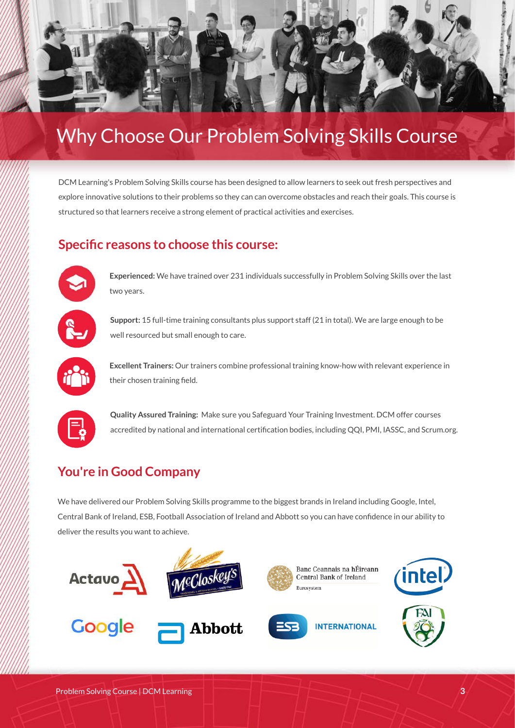# Why Choose Our Problem Solving Skills Course

DCM Learning's Problem Solving Skills course has been designed to allow learners to seek out fresh perspectives and explore innovative solutions to their problems so they can can overcome obstacles and reach their goals. This course is structured so that learners receive a strong element of practical activities and exercises.

## Specific reasons to choose this course:

**Experienced:** We have trained over 231 individuals successfully in Problem Solving Skills over the last two years.

**Support:** 15 full-time training consultants plus support staff (21 in total). We are large enough to be well resourced but small enough to care.

**Excellent Trainers:** Our trainers combine professional training know-how with relevant experience in their chosen training field.

**Quality Assured Training:** Make sure you Safeguard Your Training Investment. DCM offer courses accredited by national and international certification bodies, including QQI, PMI, IASSC, and Scrum.org.

## You're in Good Company

We have delivered our Problem Solving Skills programme to the biggest brands in Ireland including Google, Intel, Central Bank of Ireland, ESB, Football Association of Ireland and Abbott so you can have confidence in our ability to deliver the results you want to achieve.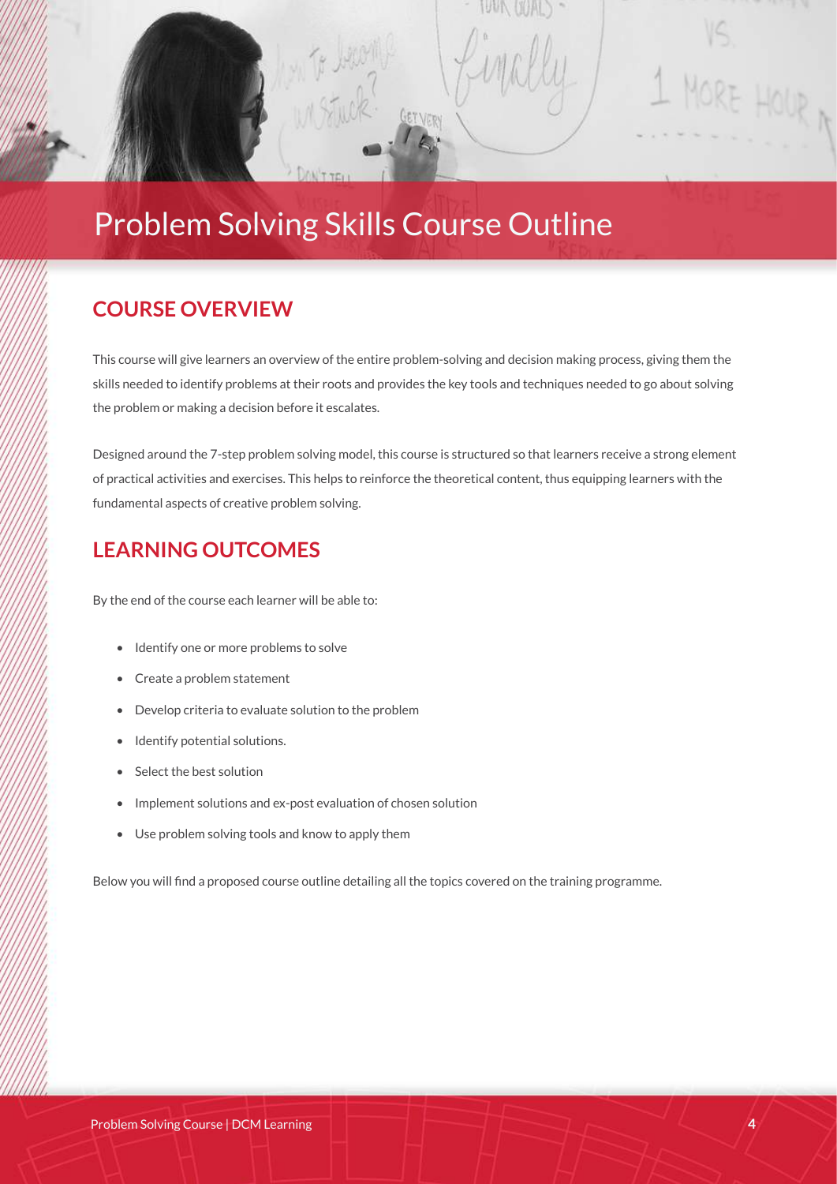# Problem Solving Skills Course Outline

## COURSE OVERVIEW

This course will give learners an overview of the entire problem-solving and decision making process, giving them the skills needed to identify problems at their roots and provides the key tools and techniques needed to go about solving the problem or making a decision before it escalates.

Designed around the 7-step problem solving model, this course is structured so that learners receive a strong element of practical activities and exercises. This helps to reinforce the theoretical content, thus equipping learners with the fundamental aspects of creative problem solving.

## LEARNING OUTCOMES

By the end of the course each learner will be able to:

- Identify one or more problems to solve
- Create a problem statement
- Develop criteria to evaluate solution to the problem
- Identify potential solutions.
- Select the best solution
- Implement solutions and ex-post evaluation of chosen solution
- Use problem solving tools and know to apply them

Below you will find a proposed course outline detailing all the topics covered on the training programme.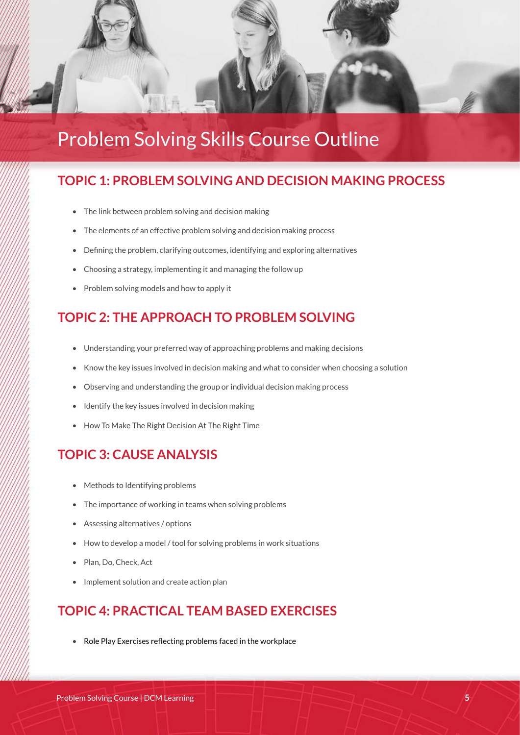# Problem Solving Skills Course Outline

## TOPIC 1: PROBLEM SOLVING AND DECISION MAKING PROCESS

- The link between problem solving and decision making
- The elements of an effective problem solving and decision making process
- Defining the problem, clarifying outcomes, identifying and exploring alternatives
- Choosing a strategy, implementing it and managing the follow up
- Problem solving models and how to apply it

## TOPIC 2: THE APPROACH TO PROBLEM SOLVING

- Understanding your preferred way of approaching problems and making decisions
- Know the key issues involved in decision making and what to consider when choosing a solution
- Observing and understanding the group or individual decision making process
- Identify the key issues involved in decision making
- How To Make The Right Decision At The Right Time

## TOPIC 3: CAUSE ANALYSIS

- Methods to Identifying problems
- The importance of working in teams when solving problems
- Assessing alternatives / options
- How to develop a model / tool for solving problems in work situations
- Plan, Do, Check, Act
- Implement solution and create action plan

## TOPIC 4: PRACTICAL TEAM BASED EXERCISES

- Role Play Exercises reflecting problems faced in the workplace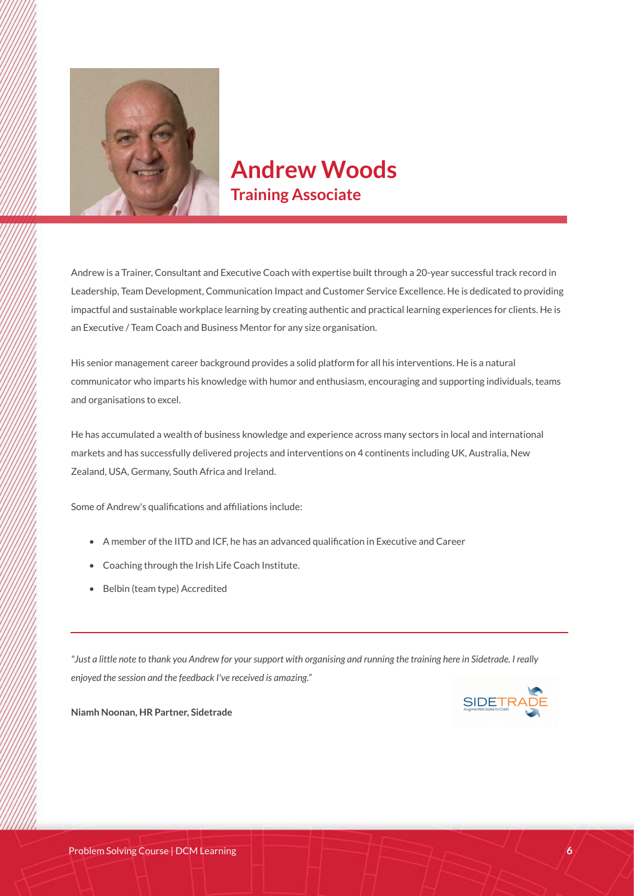# Andrew Woods

## Training Associate

Andrew is a Trainer, Consultant and Executive Coach with expertise built through a 20-year successful track record in Leadership, Team Development, Communication Impact and Customer Service Excellence. He is dedicated to providing impactful and sustainable workplace learning by creating authentic and practical learning experiences for clients. He is an Executive / Team Coach and Business Mentor for any size organisation.

His senior management career background provides a solid platform for all his interventions. He is a natural communicator who imparts his knowledge with humor and enthusiasm, encouraging and supporting individuals, teams and organisations to excel.

He has accumulated a wealth of business knowledge and experience across many sectors in local and international markets and has successfully delivered projects and interventions on 4 continents including UK, Australia, New Zealand, USA, Germany, South Africa and Ireland.

Some of Andrew's qualifications and affiliations include:

- A member of the IITD and ICF, he has an advanced qualification in Executive and Career
- Coaching through the Irish Life Coach Institute.
- Belbin (team type) Accredited

---

*"Just a little note to thank you Andrew for your support with organising and running the training here in Sidetrade. I really enjoyed the session and the feedback I've received is amazing."*

**Niamh Noonan, HR Partner, Sidetrade**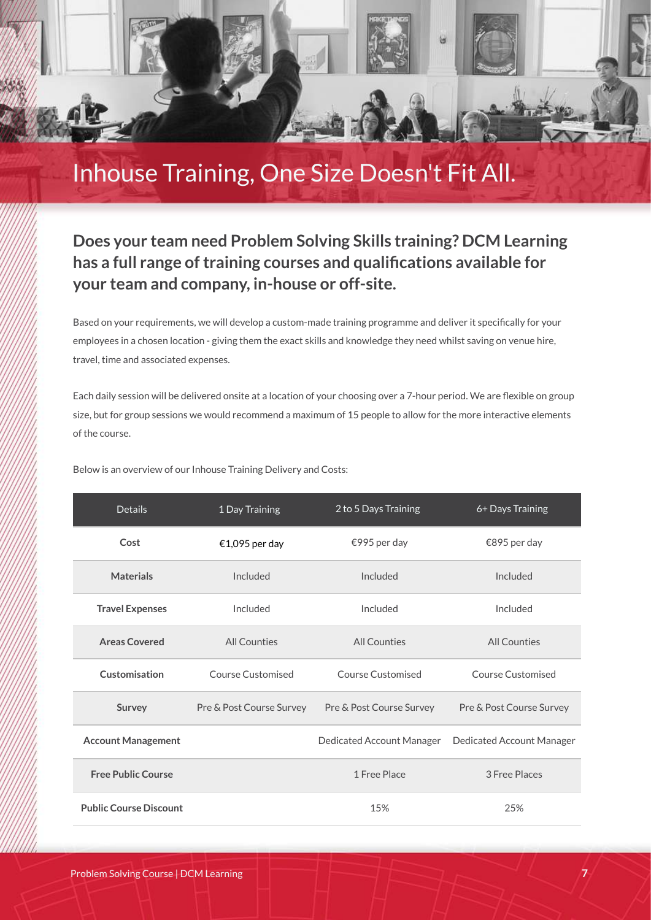# Inhouse Training, One Size Doesn't Fit All.

## Does your team need Problem Solving Skills training? DCM Learning has a full range of training courses and qualifications available for your team and company, in-house or off-site.

Based on your requirements, we will develop a custom-made training programme and deliver it specifically for your employees in a chosen location - giving them the exact skills and knowledge they need whilst saving on venue hire, travel, time and associated expenses.

Each daily session will be delivered onsite at a location of your choosing over a 7-hour period. We are flexible on group size, but for group sessions we would recommend a maximum of 15 people to allow for the more interactive elements of the course.

Below is an overview of our Inhouse Training Delivery and Costs:

| Details | 1 Day Training | 2 to 5 Days Training | 6+ Days Training |
|---|---|---|---|
| **Cost** | €1,095 per day | €995 per day | €895 per day |
| **Materials** | Included | Included | Included |
| **Travel Expenses** | Included | Included | Included |
| **Areas Covered** | All Counties | All Counties | All Counties |
| **Customisation** | Course Customised | Course Customised | Course Customised |
| **Survey** | Pre & Post Course Survey | Pre & Post Course Survey | Pre & Post Course Survey |
| **Account Management** | | Dedicated Account Manager | Dedicated Account Manager |
| **Free Public Course** | | 1 Free Place | 3 Free Places |
| **Public Course Discount** | | 15% | 25% |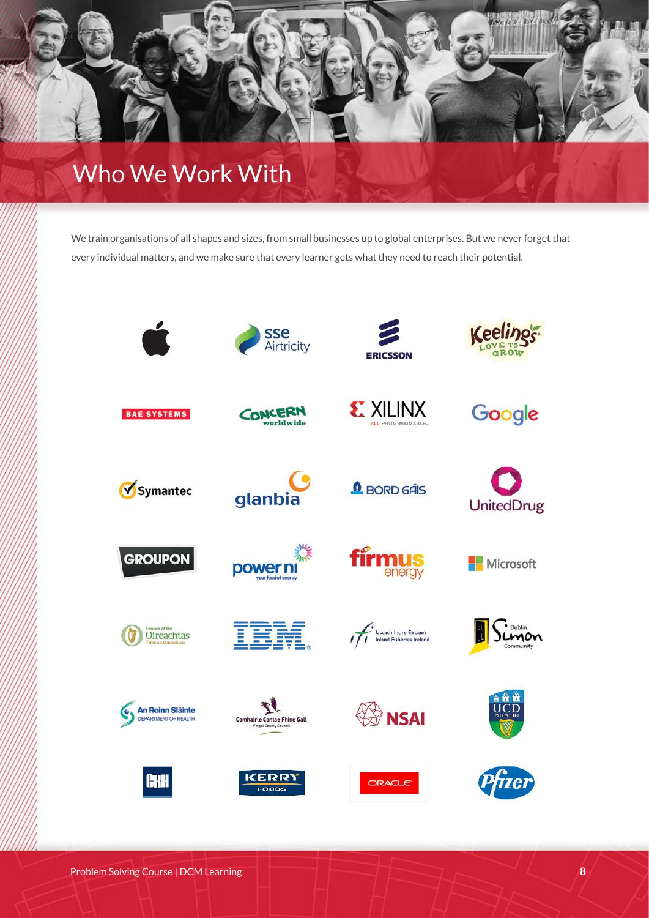# Who We Work With

We train organisations of all shapes and sizes, from small businesses up to global enterprises. But we never forget that every individual matters, and we make sure that every learner gets what they need to reach their potential.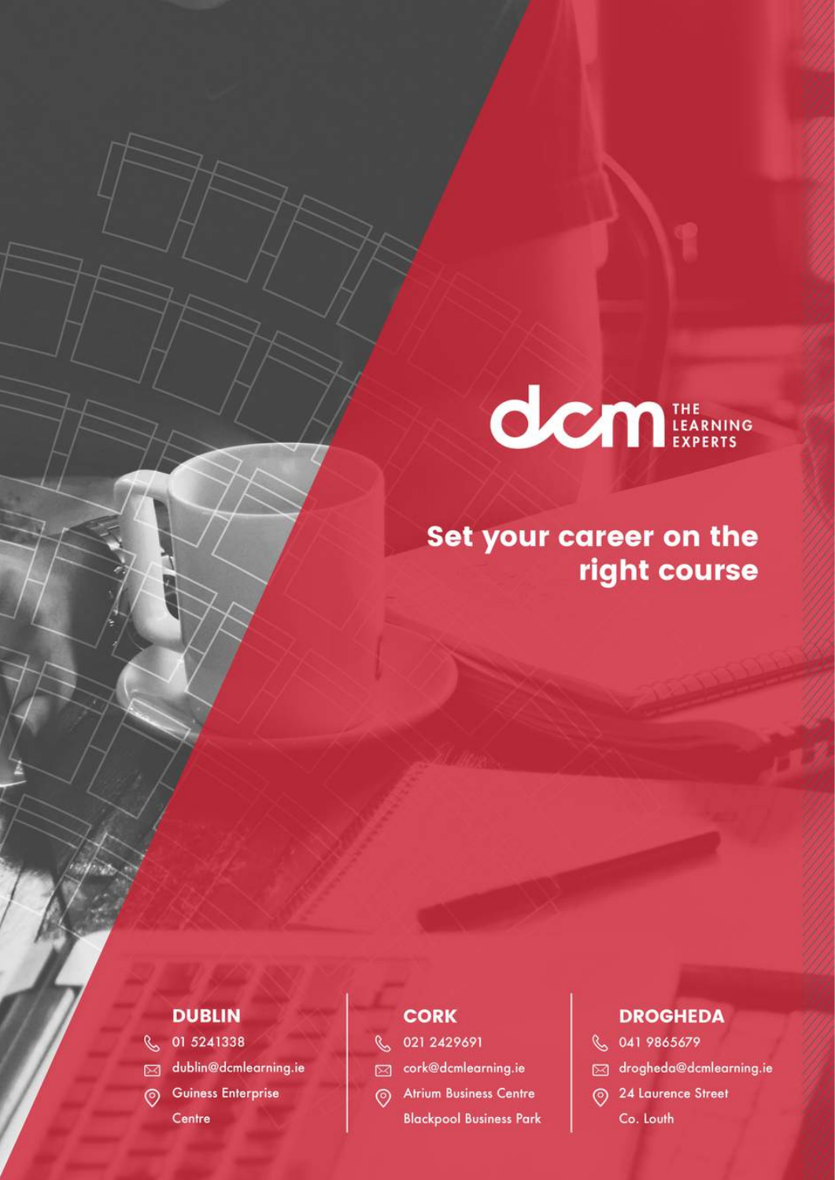dcm THE LEARNING EXPERTS

## Set your career on the right course

### DUBLIN

01 5241338

dublin@dcmlearning.ie

Guiness Enterprise Centre

### CORK

021 2429691

cork@dcmlearning.ie

Atrium Business Centre Blackpool Business Park

### DROGHEDA

041 9865679

drogheda@dcmlearning.ie

24 Laurence Street Co. Louth